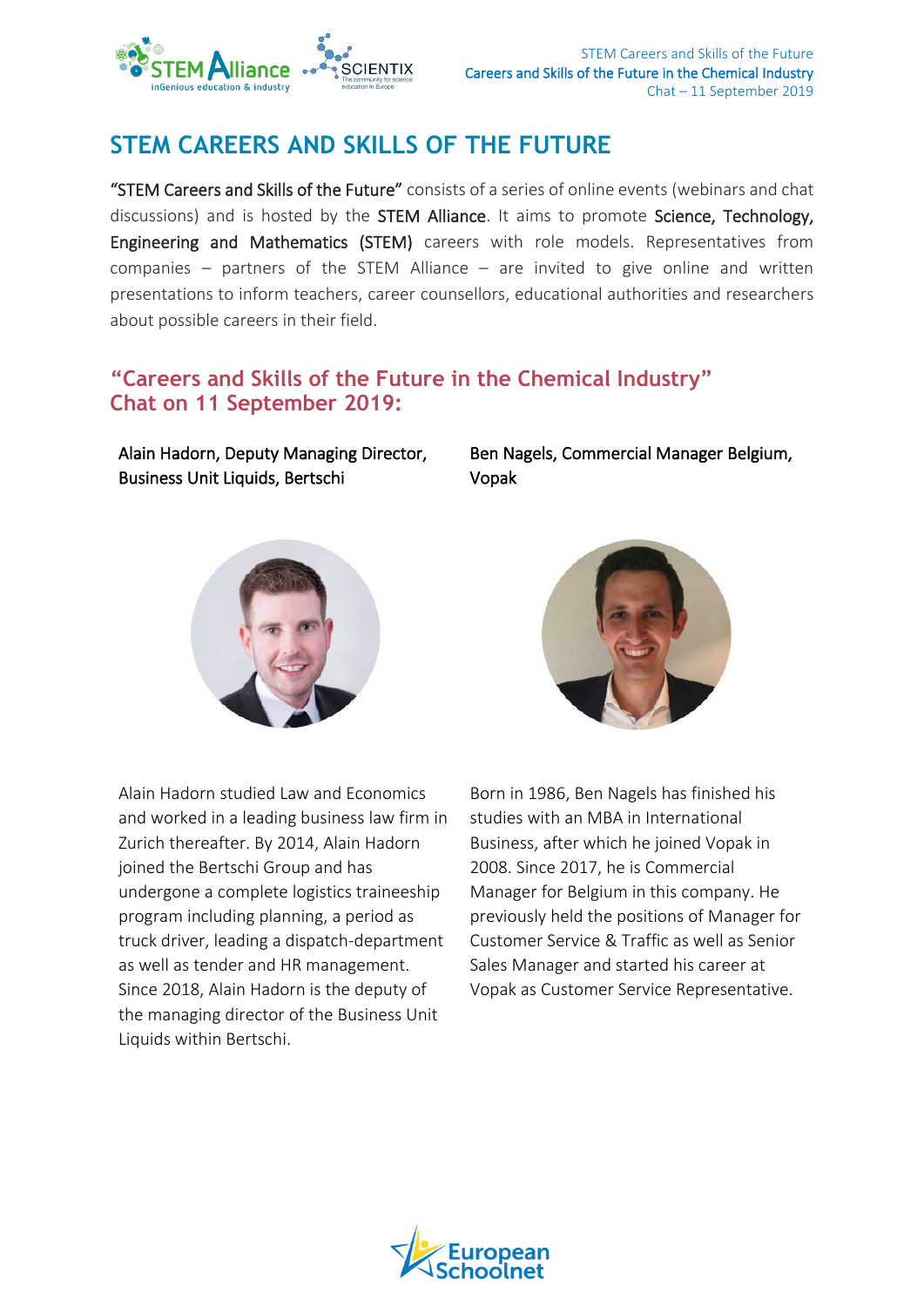# STEM CAREERS AND SKILLS OF THE FUTURE

**"STEM Careers and Skills of the Future"** consists of a series of online events (webinars and chat discussions) and is hosted by the **STEM Alliance**. It aims to promote **Science, Technology, Engineering and Mathematics (STEM)** careers with role models. Representatives from companies – partners of the STEM Alliance – are invited to give online and written presentations to inform teachers, career counsellors, educational authorities and researchers about possible careers in their field.

## "Careers and Skills of the Future in the Chemical Industry" Chat on 11 September 2019:

**Alain Hadorn, Deputy Managing Director, Business Unit Liquids, Bertschi**

Alain Hadorn studied Law and Economics and worked in a leading business law firm in Zurich thereafter. By 2014, Alain Hadorn joined the Bertschi Group and has undergone a complete logistics traineeship program including planning, a period as truck driver, leading a dispatch-department as well as tender and HR management. Since 2018, Alain Hadorn is the deputy of the managing director of the Business Unit Liquids within Bertschi.

**Ben Nagels, Commercial Manager Belgium, Vopak**

Born in 1986, Ben Nagels has finished his studies with an MBA in International Business, after which he joined Vopak in 2008. Since 2017, he is Commercial Manager for Belgium in this company. He previously held the positions of Manager for Customer Service & Traffic as well as Senior Sales Manager and started his career at Vopak as Customer Service Representative.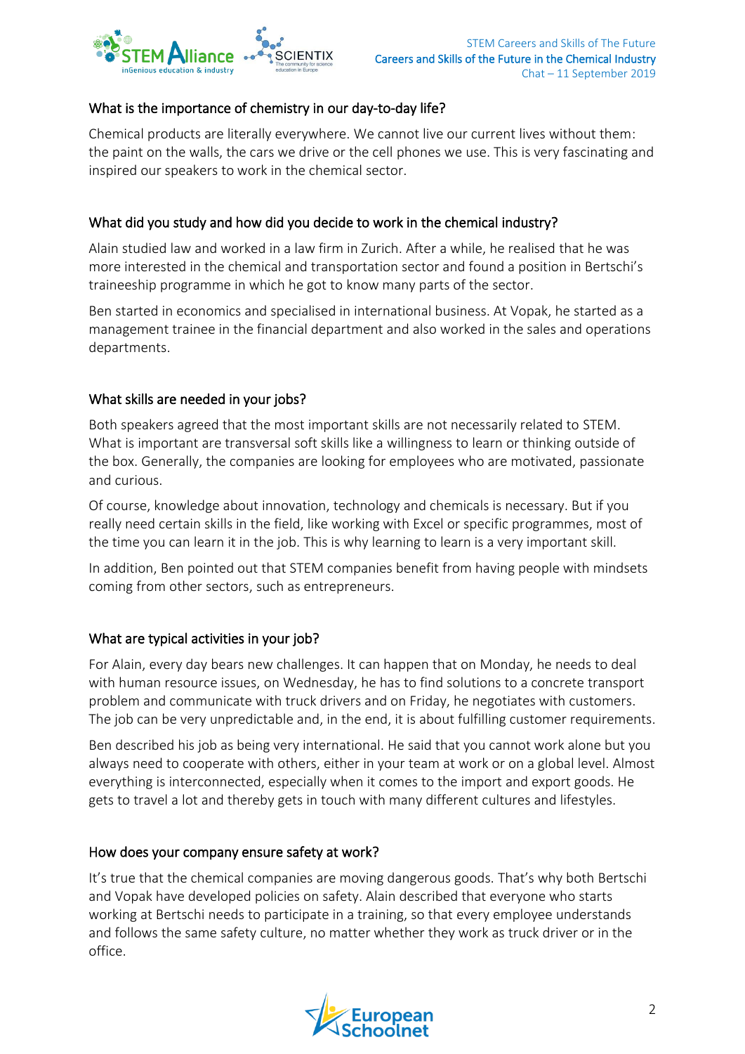### What is the importance of chemistry in our day-to-day life?

Chemical products are literally everywhere. We cannot live our current lives without them: the paint on the walls, the cars we drive or the cell phones we use. This is very fascinating and inspired our speakers to work in the chemical sector.

### What did you study and how did you decide to work in the chemical industry?

Alain studied law and worked in a law firm in Zurich. After a while, he realised that he was more interested in the chemical and transportation sector and found a position in Bertschi's traineeship programme in which he got to know many parts of the sector.

Ben started in economics and specialised in international business. At Vopak, he started as a management trainee in the financial department and also worked in the sales and operations departments.

### What skills are needed in your jobs?

Both speakers agreed that the most important skills are not necessarily related to STEM. What is important are transversal soft skills like a willingness to learn or thinking outside of the box. Generally, the companies are looking for employees who are motivated, passionate and curious.

Of course, knowledge about innovation, technology and chemicals is necessary. But if you really need certain skills in the field, like working with Excel or specific programmes, most of the time you can learn it in the job. This is why learning to learn is a very important skill.

In addition, Ben pointed out that STEM companies benefit from having people with mindsets coming from other sectors, such as entrepreneurs.

### What are typical activities in your job?

For Alain, every day bears new challenges. It can happen that on Monday, he needs to deal with human resource issues, on Wednesday, he has to find solutions to a concrete transport problem and communicate with truck drivers and on Friday, he negotiates with customers. The job can be very unpredictable and, in the end, it is about fulfilling customer requirements.

Ben described his job as being very international. He said that you cannot work alone but you always need to cooperate with others, either in your team at work or on a global level. Almost everything is interconnected, especially when it comes to the import and export goods. He gets to travel a lot and thereby gets in touch with many different cultures and lifestyles.

### How does your company ensure safety at work?

It's true that the chemical companies are moving dangerous goods. That's why both Bertschi and Vopak have developed policies on safety. Alain described that everyone who starts working at Bertschi needs to participate in a training, so that every employee understands and follows the same safety culture, no matter whether they work as truck driver or in the office.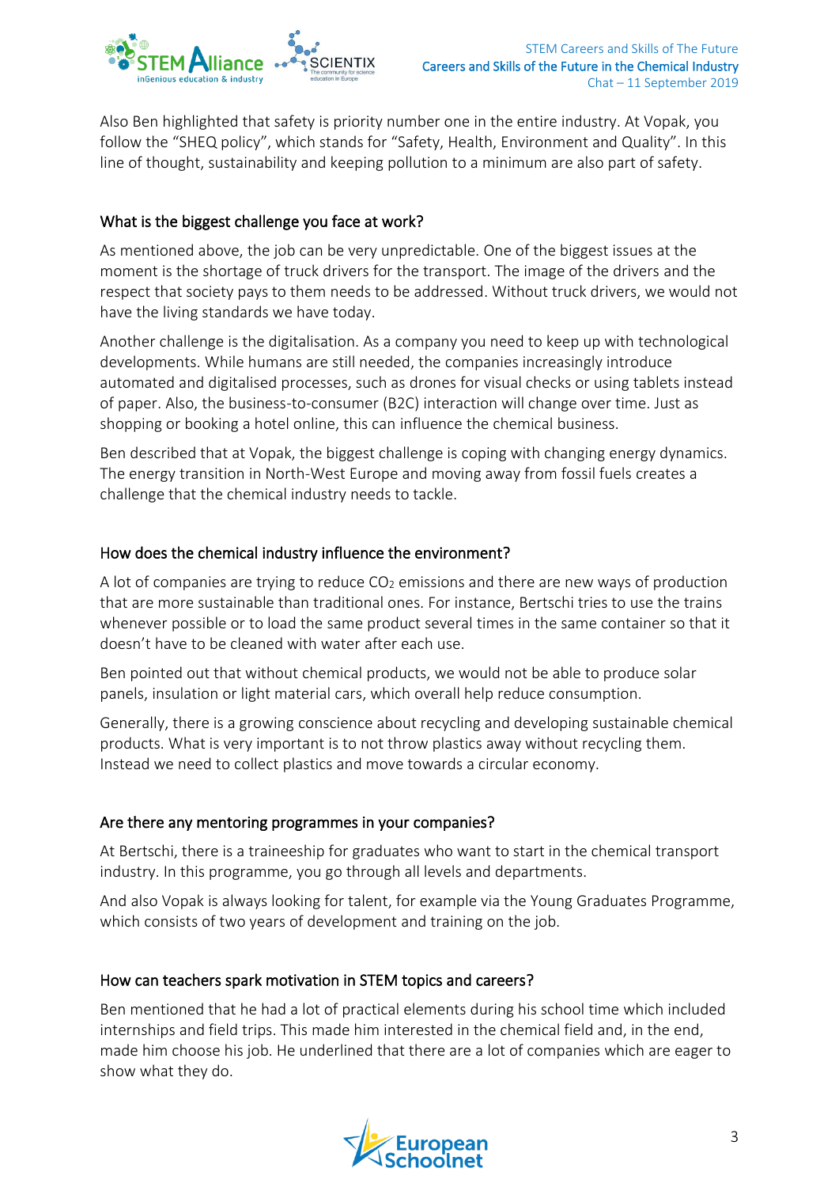Also Ben highlighted that safety is priority number one in the entire industry. At Vopak, you follow the "SHEQ policy", which stands for "Safety, Health, Environment and Quality". In this line of thought, sustainability and keeping pollution to a minimum are also part of safety.

### What is the biggest challenge you face at work?

As mentioned above, the job can be very unpredictable. One of the biggest issues at the moment is the shortage of truck drivers for the transport. The image of the drivers and the respect that society pays to them needs to be addressed. Without truck drivers, we would not have the living standards we have today.

Another challenge is the digitalisation. As a company you need to keep up with technological developments. While humans are still needed, the companies increasingly introduce automated and digitalised processes, such as drones for visual checks or using tablets instead of paper. Also, the business-to-consumer (B2C) interaction will change over time. Just as shopping or booking a hotel online, this can influence the chemical business.

Ben described that at Vopak, the biggest challenge is coping with changing energy dynamics. The energy transition in North-West Europe and moving away from fossil fuels creates a challenge that the chemical industry needs to tackle.

### How does the chemical industry influence the environment?

A lot of companies are trying to reduce $CO_2$ emissions and there are new ways of production that are more sustainable than traditional ones. For instance, Bertschi tries to use the trains whenever possible or to load the same product several times in the same container so that it doesn't have to be cleaned with water after each use.

Ben pointed out that without chemical products, we would not be able to produce solar panels, insulation or light material cars, which overall help reduce consumption.

Generally, there is a growing conscience about recycling and developing sustainable chemical products. What is very important is to not throw plastics away without recycling them. Instead we need to collect plastics and move towards a circular economy.

### Are there any mentoring programmes in your companies?

At Bertschi, there is a traineeship for graduates who want to start in the chemical transport industry. In this programme, you go through all levels and departments.

And also Vopak is always looking for talent, for example via the Young Graduates Programme, which consists of two years of development and training on the job.

### How can teachers spark motivation in STEM topics and careers?

Ben mentioned that he had a lot of practical elements during his school time which included internships and field trips. This made him interested in the chemical field and, in the end, made him choose his job. He underlined that there are a lot of companies which are eager to show what they do.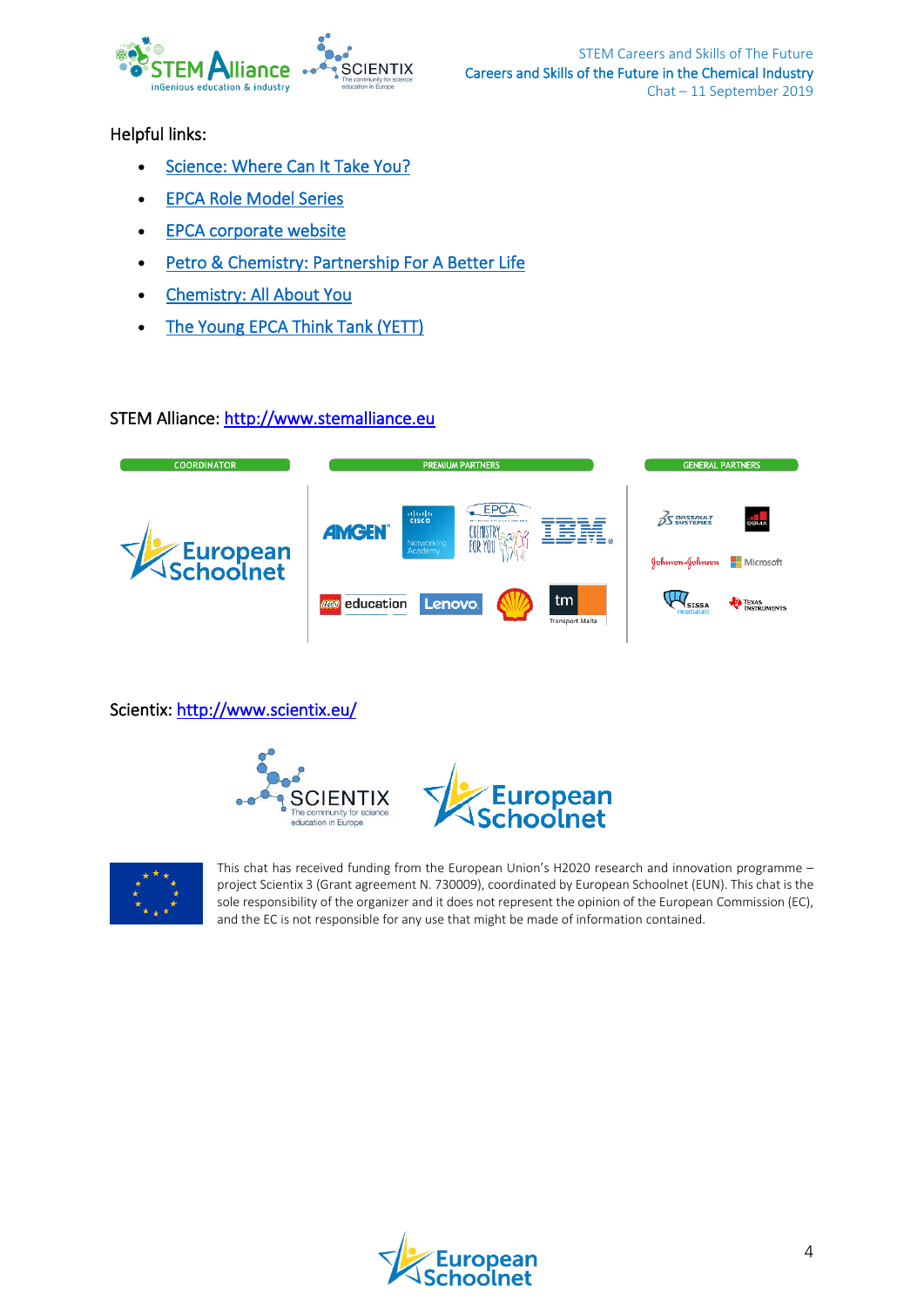Helpful links:

- Science: Where Can It Take You?
- EPCA Role Model Series
- EPCA corporate website
- Petro & Chemistry: Partnership For A Better Life
- Chemistry: All About You
- The Young EPCA Think Tank (YETT)

STEM Alliance: http://www.stemalliance.eu

Scientix: http://www.scientix.eu/

This chat has received funding from the European Union's H2020 research and innovation programme – project Scientix 3 (Grant agreement N. 730009), coordinated by European Schoolnet (EUN). This chat is the sole responsibility of the organizer and it does not represent the opinion of the European Commission (EC), and the EC is not responsible for any use that might be made of information contained.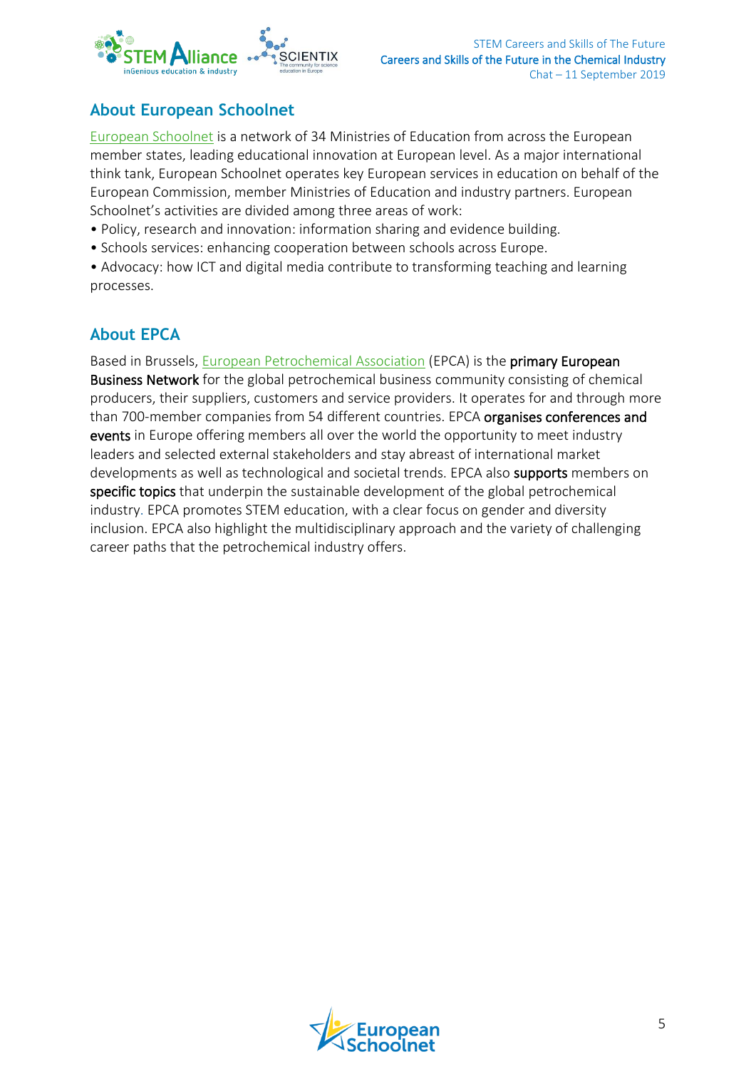## About European Schoolnet

European Schoolnet is a network of 34 Ministries of Education from across the European member states, leading educational innovation at European level. As a major international think tank, European Schoolnet operates key European services in education on behalf of the European Commission, member Ministries of Education and industry partners. European Schoolnet's activities are divided among three areas of work:

- Policy, research and innovation: information sharing and evidence building.
- Schools services: enhancing cooperation between schools across Europe.
- Advocacy: how ICT and digital media contribute to transforming teaching and learning processes.

## About EPCA

Based in Brussels, European Petrochemical Association (EPCA) is the **primary European Business Network** for the global petrochemical business community consisting of chemical producers, their suppliers, customers and service providers. It operates for and through more than 700-member companies from 54 different countries. EPCA **organises conferences and events** in Europe offering members all over the world the opportunity to meet industry leaders and selected external stakeholders and stay abreast of international market developments as well as technological and societal trends. EPCA also **supports** members on **specific topics** that underpin the sustainable development of the global petrochemical industry. EPCA promotes STEM education, with a clear focus on gender and diversity inclusion. EPCA also highlight the multidisciplinary approach and the variety of challenging career paths that the petrochemical industry offers.